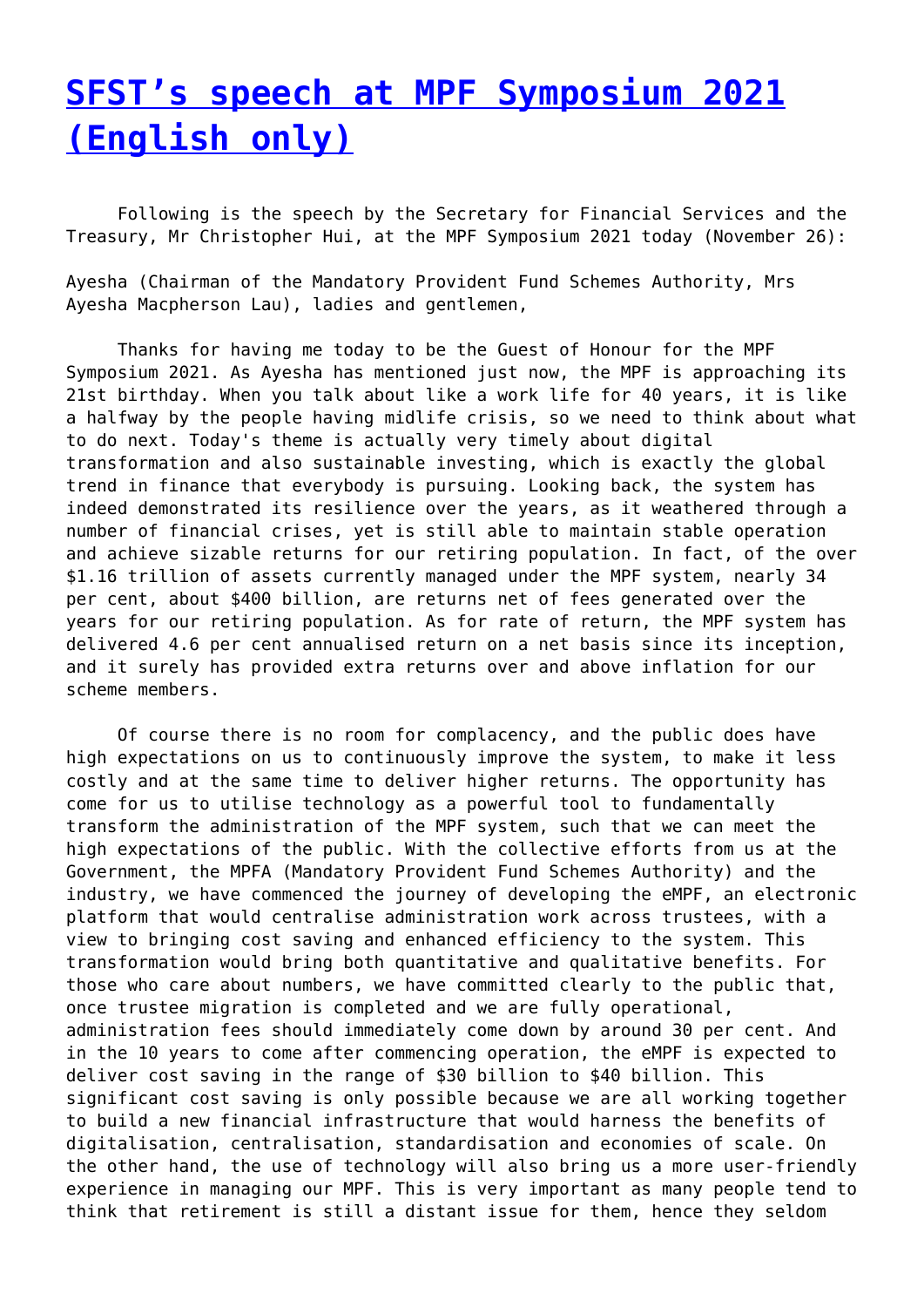# [SFST's speech at MPF Symposium 2021 (English only)]

Following is the speech by the Secretary for Financial Services and the Treasury, Mr Christopher Hui, at the MPF Symposium 2021 today (November 26):

Ayesha (Chairman of the Mandatory Provident Fund Schemes Authority, Mrs Ayesha Macpherson Lau), ladies and gentlemen,

Thanks for having me today to be the Guest of Honour for the MPF Symposium 2021. As Ayesha has mentioned just now, the MPF is approaching its 21st birthday. When you talk about like a work life for 40 years, it is like a halfway by the people having midlife crisis, so we need to think about what to do next. Today's theme is actually very timely about digital transformation and also sustainable investing, which is exactly the global trend in finance that everybody is pursuing. Looking back, the system has indeed demonstrated its resilience over the years, as it weathered through a number of financial crises, yet is still able to maintain stable operation and achieve sizable returns for our retiring population. In fact, of the over $1.16 trillion of assets currently managed under the MPF system, nearly 34 per cent, about $400 billion, are returns net of fees generated over the years for our retiring population. As for rate of return, the MPF system has delivered 4.6 per cent annualised return on a net basis since its inception, and it surely has provided extra returns over and above inflation for our scheme members.

Of course there is no room for complacency, and the public does have high expectations on us to continuously improve the system, to make it less costly and at the same time to deliver higher returns. The opportunity has come for us to utilise technology as a powerful tool to fundamentally transform the administration of the MPF system, such that we can meet the high expectations of the public. With the collective efforts from us at the Government, the MPFA (Mandatory Provident Fund Schemes Authority) and the industry, we have commenced the journey of developing the eMPF, an electronic platform that would centralise administration work across trustees, with a view to bringing cost saving and enhanced efficiency to the system. This transformation would bring both quantitative and qualitative benefits. For those who care about numbers, we have committed clearly to the public that, once trustee migration is completed and we are fully operational, administration fees should immediately come down by around 30 per cent. And in the 10 years to come after commencing operation, the eMPF is expected to deliver cost saving in the range of $30 billion to $40 billion. This significant cost saving is only possible because we are all working together to build a new financial infrastructure that would harness the benefits of digitalisation, centralisation, standardisation and economies of scale. On the other hand, the use of technology will also bring us a more user-friendly experience in managing our MPF. This is very important as many people tend to think that retirement is still a distant issue for them, hence they seldom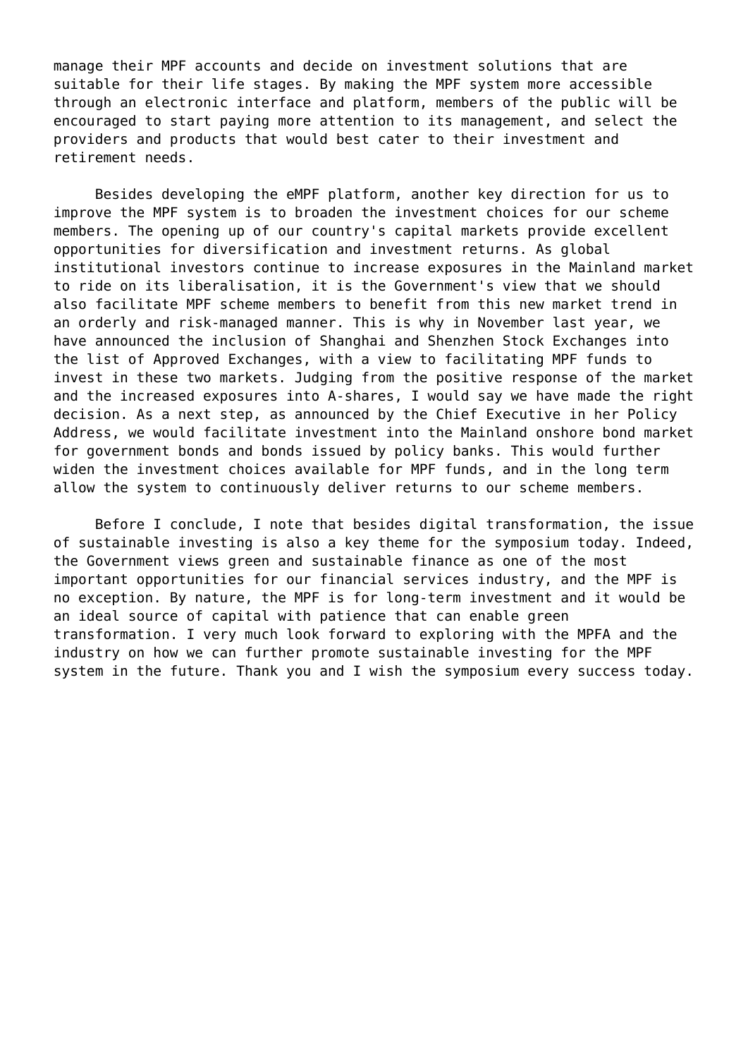manage their MPF accounts and decide on investment solutions that are suitable for their life stages. By making the MPF system more accessible through an electronic interface and platform, members of the public will be encouraged to start paying more attention to its management, and select the providers and products that would best cater to their investment and retirement needs.

Besides developing the eMPF platform, another key direction for us to improve the MPF system is to broaden the investment choices for our scheme members. The opening up of our country's capital markets provide excellent opportunities for diversification and investment returns. As global institutional investors continue to increase exposures in the Mainland market to ride on its liberalisation, it is the Government's view that we should also facilitate MPF scheme members to benefit from this new market trend in an orderly and risk-managed manner. This is why in November last year, we have announced the inclusion of Shanghai and Shenzhen Stock Exchanges into the list of Approved Exchanges, with a view to facilitating MPF funds to invest in these two markets. Judging from the positive response of the market and the increased exposures into A-shares, I would say we have made the right decision. As a next step, as announced by the Chief Executive in her Policy Address, we would facilitate investment into the Mainland onshore bond market for government bonds and bonds issued by policy banks. This would further widen the investment choices available for MPF funds, and in the long term allow the system to continuously deliver returns to our scheme members.

Before I conclude, I note that besides digital transformation, the issue of sustainable investing is also a key theme for the symposium today. Indeed, the Government views green and sustainable finance as one of the most important opportunities for our financial services industry, and the MPF is no exception. By nature, the MPF is for long-term investment and it would be an ideal source of capital with patience that can enable green transformation. I very much look forward to exploring with the MPFA and the industry on how we can further promote sustainable investing for the MPF system in the future. Thank you and I wish the symposium every success today.